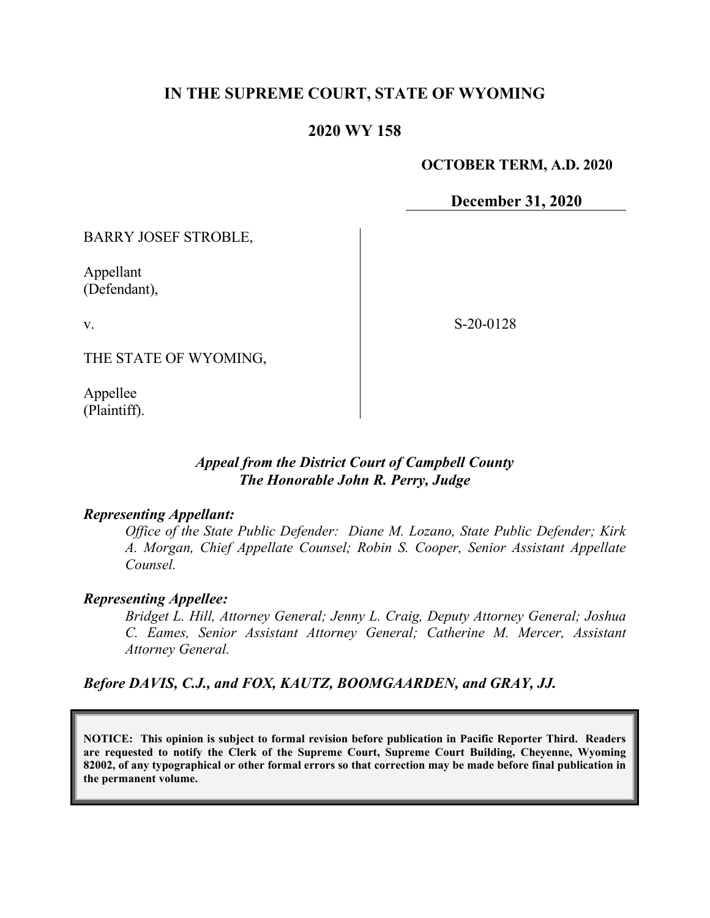# IN THE SUPREME COURT, STATE OF WYOMING

## 2020 WY 158

**OCTOBER TERM, A.D. 2020**

**December 31, 2020**

BARRY JOSEF STROBLE,

Appellant
(Defendant),

v.

THE STATE OF WYOMING,

Appellee
(Plaintiff).

S-20-0128

***Appeal from the District Court of Campbell County***
***The Honorable John R. Perry, Judge***

***Representing Appellant:***

*Office of the State Public Defender: Diane M. Lozano, State Public Defender; Kirk A. Morgan, Chief Appellate Counsel; Robin S. Cooper, Senior Assistant Appellate Counsel.*

***Representing Appellee:***

*Bridget L. Hill, Attorney General; Jenny L. Craig, Deputy Attorney General; Joshua C. Eames, Senior Assistant Attorney General; Catherine M. Mercer, Assistant Attorney General.*

***Before DAVIS, C.J., and FOX, KAUTZ, BOOMGAARDEN, and GRAY, JJ.***

**NOTICE: This opinion is subject to formal revision before publication in Pacific Reporter Third. Readers are requested to notify the Clerk of the Supreme Court, Supreme Court Building, Cheyenne, Wyoming 82002, of any typographical or other formal errors so that correction may be made before final publication in the permanent volume.**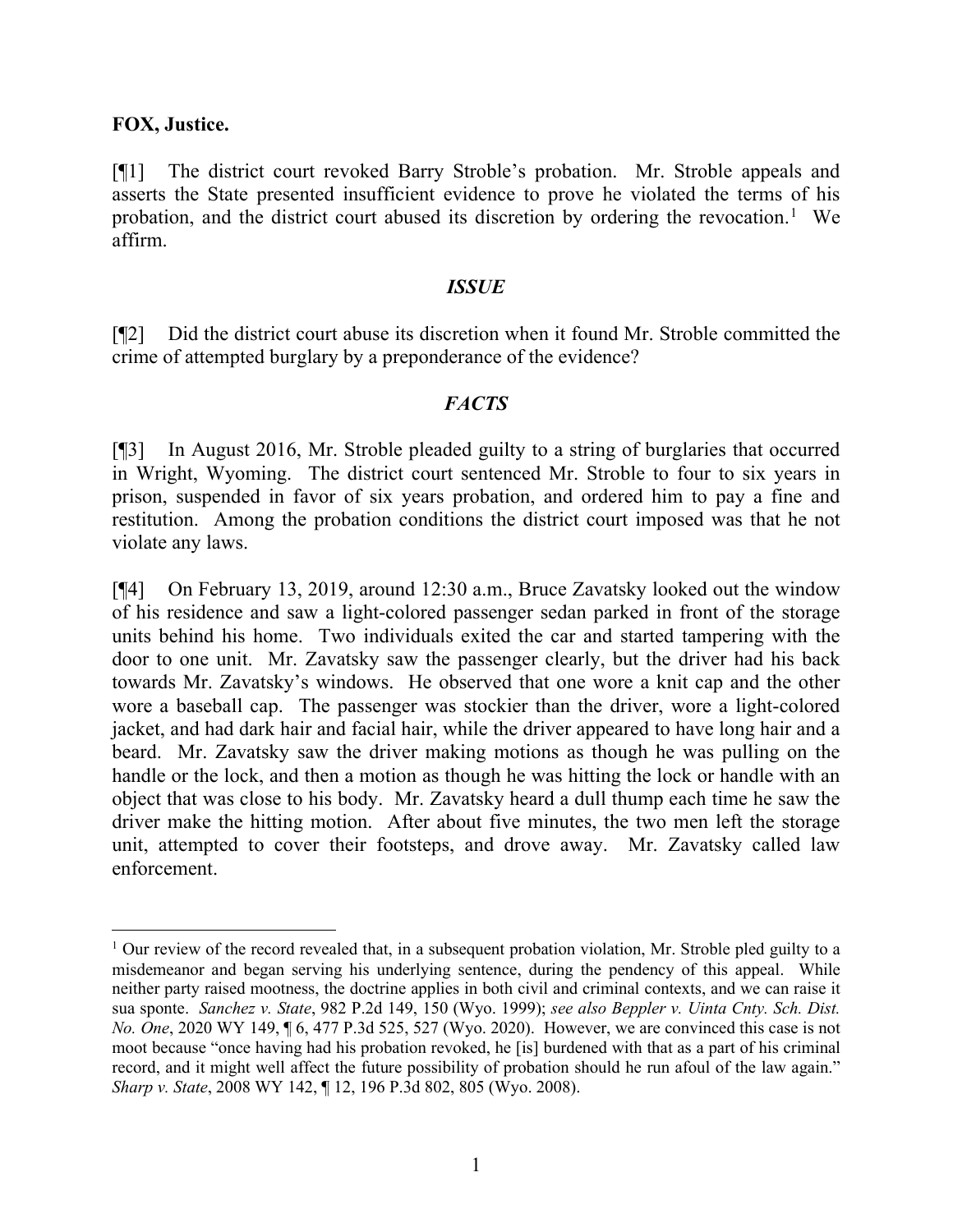**FOX, Justice.**

[¶1] The district court revoked Barry Stroble's probation. Mr. Stroble appeals and asserts the State presented insufficient evidence to prove he violated the terms of his probation, and the district court abused its discretion by ordering the revocation.[1] We affirm.

## *ISSUE*

[¶2] Did the district court abuse its discretion when it found Mr. Stroble committed the crime of attempted burglary by a preponderance of the evidence?

## *FACTS*

[¶3] In August 2016, Mr. Stroble pleaded guilty to a string of burglaries that occurred in Wright, Wyoming. The district court sentenced Mr. Stroble to four to six years in prison, suspended in favor of six years probation, and ordered him to pay a fine and restitution. Among the probation conditions the district court imposed was that he not violate any laws.

[¶4] On February 13, 2019, around 12:30 a.m., Bruce Zavatsky looked out the window of his residence and saw a light-colored passenger sedan parked in front of the storage units behind his home. Two individuals exited the car and started tampering with the door to one unit. Mr. Zavatsky saw the passenger clearly, but the driver had his back towards Mr. Zavatsky's windows. He observed that one wore a knit cap and the other wore a baseball cap. The passenger was stockier than the driver, wore a light-colored jacket, and had dark hair and facial hair, while the driver appeared to have long hair and a beard. Mr. Zavatsky saw the driver making motions as though he was pulling on the handle or the lock, and then a motion as though he was hitting the lock or handle with an object that was close to his body. Mr. Zavatsky heard a dull thump each time he saw the driver make the hitting motion. After about five minutes, the two men left the storage unit, attempted to cover their footsteps, and drove away. Mr. Zavatsky called law enforcement.

---

[1] Our review of the record revealed that, in a subsequent probation violation, Mr. Stroble pled guilty to a misdemeanor and began serving his underlying sentence, during the pendency of this appeal. While neither party raised mootness, the doctrine applies in both civil and criminal contexts, and we can raise it sua sponte. *Sanchez v. State*, 982 P.2d 149, 150 (Wyo. 1999); *see also Beppler v. Uinta Cnty. Sch. Dist. No. One*, 2020 WY 149, ¶ 6, 477 P.3d 525, 527 (Wyo. 2020). However, we are convinced this case is not moot because "once having had his probation revoked, he [is] burdened with that as a part of his criminal record, and it might well affect the future possibility of probation should he run afoul of the law again." *Sharp v. State*, 2008 WY 142, ¶ 12, 196 P.3d 802, 805 (Wyo. 2008).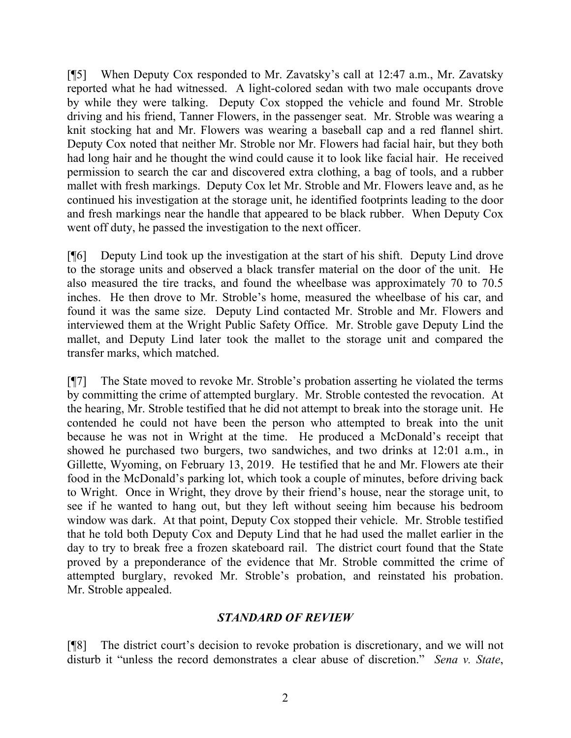[¶5] When Deputy Cox responded to Mr. Zavatsky's call at 12:47 a.m., Mr. Zavatsky reported what he had witnessed. A light-colored sedan with two male occupants drove by while they were talking. Deputy Cox stopped the vehicle and found Mr. Stroble driving and his friend, Tanner Flowers, in the passenger seat. Mr. Stroble was wearing a knit stocking hat and Mr. Flowers was wearing a baseball cap and a red flannel shirt. Deputy Cox noted that neither Mr. Stroble nor Mr. Flowers had facial hair, but they both had long hair and he thought the wind could cause it to look like facial hair. He received permission to search the car and discovered extra clothing, a bag of tools, and a rubber mallet with fresh markings. Deputy Cox let Mr. Stroble and Mr. Flowers leave and, as he continued his investigation at the storage unit, he identified footprints leading to the door and fresh markings near the handle that appeared to be black rubber. When Deputy Cox went off duty, he passed the investigation to the next officer.

[¶6] Deputy Lind took up the investigation at the start of his shift. Deputy Lind drove to the storage units and observed a black transfer material on the door of the unit. He also measured the tire tracks, and found the wheelbase was approximately 70 to 70.5 inches. He then drove to Mr. Stroble's home, measured the wheelbase of his car, and found it was the same size. Deputy Lind contacted Mr. Stroble and Mr. Flowers and interviewed them at the Wright Public Safety Office. Mr. Stroble gave Deputy Lind the mallet, and Deputy Lind later took the mallet to the storage unit and compared the transfer marks, which matched.

[¶7] The State moved to revoke Mr. Stroble's probation asserting he violated the terms by committing the crime of attempted burglary. Mr. Stroble contested the revocation. At the hearing, Mr. Stroble testified that he did not attempt to break into the storage unit. He contended he could not have been the person who attempted to break into the unit because he was not in Wright at the time. He produced a McDonald's receipt that showed he purchased two burgers, two sandwiches, and two drinks at 12:01 a.m., in Gillette, Wyoming, on February 13, 2019. He testified that he and Mr. Flowers ate their food in the McDonald's parking lot, which took a couple of minutes, before driving back to Wright. Once in Wright, they drove by their friend's house, near the storage unit, to see if he wanted to hang out, but they left without seeing him because his bedroom window was dark. At that point, Deputy Cox stopped their vehicle. Mr. Stroble testified that he told both Deputy Cox and Deputy Lind that he had used the mallet earlier in the day to try to break free a frozen skateboard rail. The district court found that the State proved by a preponderance of the evidence that Mr. Stroble committed the crime of attempted burglary, revoked Mr. Stroble's probation, and reinstated his probation. Mr. Stroble appealed.

## *STANDARD OF REVIEW*

[¶8] The district court's decision to revoke probation is discretionary, and we will not disturb it "unless the record demonstrates a clear abuse of discretion." *Sena v. State*,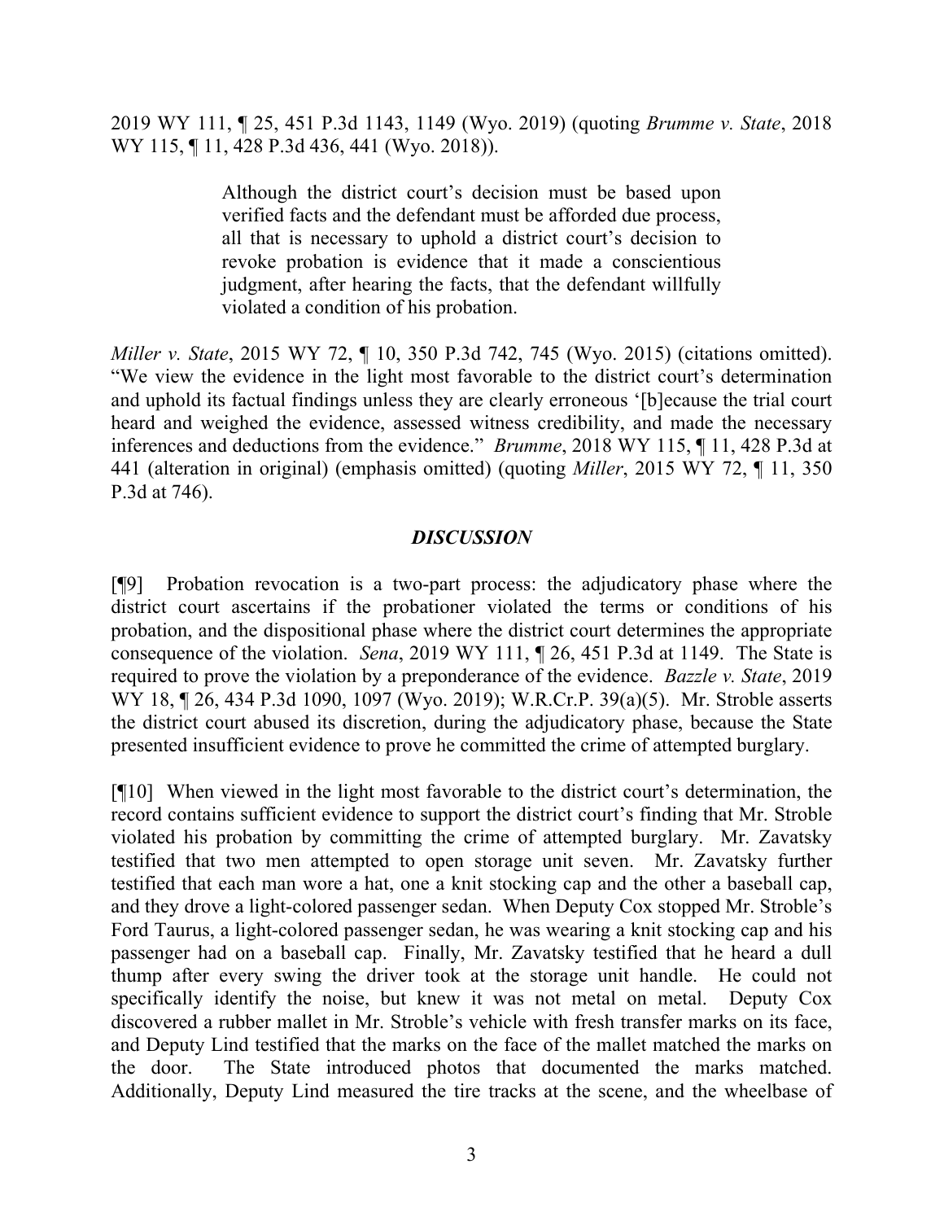2019 WY 111, ¶ 25, 451 P.3d 1143, 1149 (Wyo. 2019) (quoting *Brumme v. State*, 2018 WY 115, ¶ 11, 428 P.3d 436, 441 (Wyo. 2018)).

> Although the district court's decision must be based upon verified facts and the defendant must be afforded due process, all that is necessary to uphold a district court's decision to revoke probation is evidence that it made a conscientious judgment, after hearing the facts, that the defendant willfully violated a condition of his probation.

*Miller v. State*, 2015 WY 72, ¶ 10, 350 P.3d 742, 745 (Wyo. 2015) (citations omitted). "We view the evidence in the light most favorable to the district court's determination and uphold its factual findings unless they are clearly erroneous '[b]ecause the trial court heard and weighed the evidence, assessed witness credibility, and made the necessary inferences and deductions from the evidence." *Brumme*, 2018 WY 115, ¶ 11, 428 P.3d at 441 (alteration in original) (emphasis omitted) (quoting *Miller*, 2015 WY 72, ¶ 11, 350 P.3d at 746).

## *DISCUSSION*

[¶9] Probation revocation is a two-part process: the adjudicatory phase where the district court ascertains if the probationer violated the terms or conditions of his probation, and the dispositional phase where the district court determines the appropriate consequence of the violation. *Sena*, 2019 WY 111, ¶ 26, 451 P.3d at 1149. The State is required to prove the violation by a preponderance of the evidence. *Bazzle v. State*, 2019 WY 18, ¶ 26, 434 P.3d 1090, 1097 (Wyo. 2019); W.R.Cr.P. 39(a)(5). Mr. Stroble asserts the district court abused its discretion, during the adjudicatory phase, because the State presented insufficient evidence to prove he committed the crime of attempted burglary.

[¶10] When viewed in the light most favorable to the district court's determination, the record contains sufficient evidence to support the district court's finding that Mr. Stroble violated his probation by committing the crime of attempted burglary. Mr. Zavatsky testified that two men attempted to open storage unit seven. Mr. Zavatsky further testified that each man wore a hat, one a knit stocking cap and the other a baseball cap, and they drove a light-colored passenger sedan. When Deputy Cox stopped Mr. Stroble's Ford Taurus, a light-colored passenger sedan, he was wearing a knit stocking cap and his passenger had on a baseball cap. Finally, Mr. Zavatsky testified that he heard a dull thump after every swing the driver took at the storage unit handle. He could not specifically identify the noise, but knew it was not metal on metal. Deputy Cox discovered a rubber mallet in Mr. Stroble's vehicle with fresh transfer marks on its face, and Deputy Lind testified that the marks on the face of the mallet matched the marks on the door. The State introduced photos that documented the marks matched. Additionally, Deputy Lind measured the tire tracks at the scene, and the wheelbase of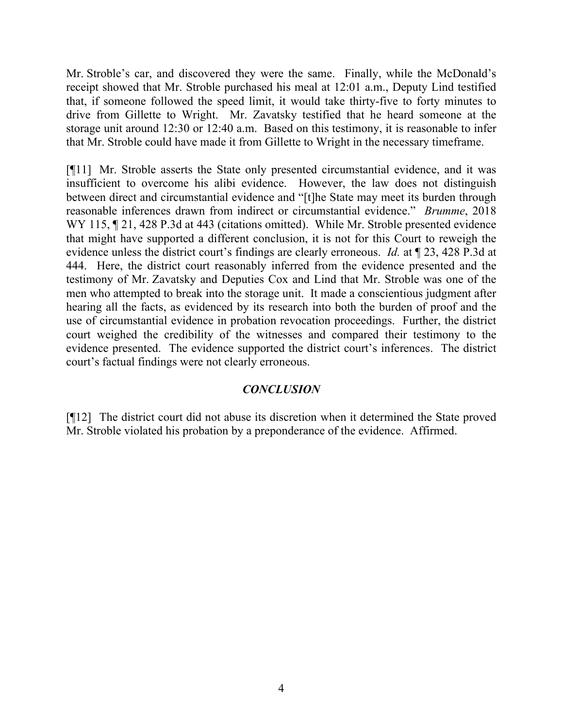Mr. Stroble's car, and discovered they were the same. Finally, while the McDonald's receipt showed that Mr. Stroble purchased his meal at 12:01 a.m., Deputy Lind testified that, if someone followed the speed limit, it would take thirty-five to forty minutes to drive from Gillette to Wright. Mr. Zavatsky testified that he heard someone at the storage unit around 12:30 or 12:40 a.m. Based on this testimony, it is reasonable to infer that Mr. Stroble could have made it from Gillette to Wright in the necessary timeframe.

[¶11] Mr. Stroble asserts the State only presented circumstantial evidence, and it was insufficient to overcome his alibi evidence. However, the law does not distinguish between direct and circumstantial evidence and "[t]he State may meet its burden through reasonable inferences drawn from indirect or circumstantial evidence." *Brumme*, 2018 WY 115, ¶ 21, 428 P.3d at 443 (citations omitted). While Mr. Stroble presented evidence that might have supported a different conclusion, it is not for this Court to reweigh the evidence unless the district court's findings are clearly erroneous. *Id.* at ¶ 23, 428 P.3d at 444. Here, the district court reasonably inferred from the evidence presented and the testimony of Mr. Zavatsky and Deputies Cox and Lind that Mr. Stroble was one of the men who attempted to break into the storage unit. It made a conscientious judgment after hearing all the facts, as evidenced by its research into both the burden of proof and the use of circumstantial evidence in probation revocation proceedings. Further, the district court weighed the credibility of the witnesses and compared their testimony to the evidence presented. The evidence supported the district court's inferences. The district court's factual findings were not clearly erroneous.

## *CONCLUSION*

[¶12] The district court did not abuse its discretion when it determined the State proved Mr. Stroble violated his probation by a preponderance of the evidence. Affirmed.